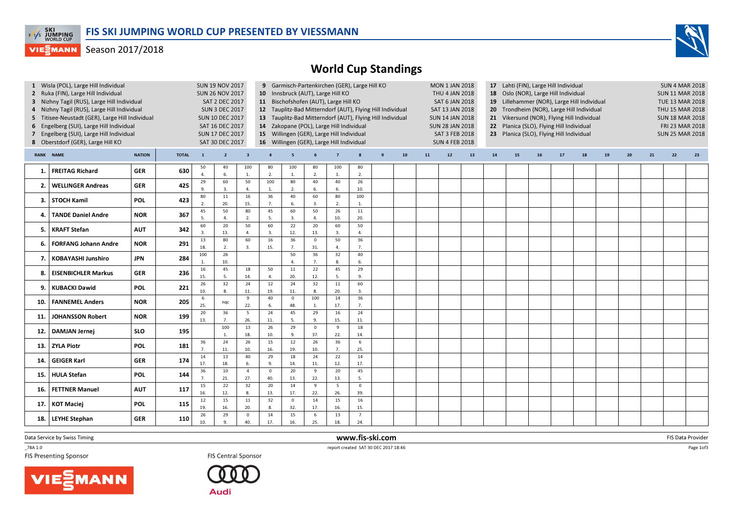# FIS SKI JUMPING WORLD CUP PRESENTED BY VIESSMANN

Season 2017/2018

## World Cup Standings

| # | Event | Date |
|---|---|---|
| 1 | Wisla (POL), Large Hill Individual | SUN 19 NOV 2017 |
| 2 | Ruka (FIN), Large Hill Individual | SUN 26 NOV 2017 |
| 3 | Nizhny Tagil (RUS), Large Hill Individual | SAT 2 DEC 2017 |
| 4 | Nizhny Tagil (RUS), Large Hill Individual | SUN 3 DEC 2017 |
| 5 | Titisee-Neustadt (GER), Large Hill Individual | SUN 10 DEC 2017 |
| 6 | Engelberg (SUI), Large Hill Individual | SAT 16 DEC 2017 |
| 7 | Engelberg (SUI), Large Hill Individual | SUN 17 DEC 2017 |
| 8 | Oberstdorf (GER), Large Hill KO | SAT 30 DEC 2017 |
| 9 | Garmisch-Partenkirchen (GER), Large Hill KO | MON 1 JAN 2018 |
| 10 | Innsbruck (AUT), Large Hill KO | THU 4 JAN 2018 |
| 11 | Bischofshofen (AUT), Large Hill KO | SAT 6 JAN 2018 |
| 12 | Tauplitz-Bad Mitterndorf (AUT), Flying Hill Individual | SAT 13 JAN 2018 |
| 13 | Tauplitz-Bad Mitterndorf (AUT), Flying Hill Individual | SUN 14 JAN 2018 |
| 14 | Zakopane (POL), Large Hill Individual | SUN 28 JAN 2018 |
| 15 | Willingen (GER), Large Hill Individual | SAT 3 FEB 2018 |
| 16 | Willingen (GER), Large Hill Individual | SUN 4 FEB 2018 |
| 17 | Lahti (FIN), Large Hill Individual | SUN 4 MAR 2018 |
| 18 | Oslo (NOR), Large Hill Individual | SUN 11 MAR 2018 |
| 19 | Lillehammer (NOR), Large Hill Individual | TUE 13 MAR 2018 |
| 20 | Trondheim (NOR), Large Hill Individual | THU 15 MAR 2018 |
| 21 | Vikersund (NOR), Flying Hill Individual | SUN 18 MAR 2018 |
| 22 | Planica (SLO), Flying Hill Individual | FRI 23 MAR 2018 |
| 23 | Planica (SLO), Flying Hill Individual | SUN 25 MAR 2018 |

| RANK | NAME | NATION | TOTAL | 1 | 2 | 3 | 4 | 5 | 6 | 7 | 8 | 9 | 10 | 11 | 12 | 13 | 14 | 15 | 16 | 17 | 18 | 19 | 20 | 21 | 22 | 23 |
|---|---|---|---|---|---|---|---|---|---|---|---|---|---|---|---|---|---|---|---|---|---|---|---|---|---|---|
| 1. | FREITAG Richard | GER | 630 | 50 4. | 40 6. | 100 1. | 80 2. | 100 1. | 80 2. | 100 1. | 80 2. | | | | | | | | | | | | | | | |
| 2. | WELLINGER Andreas | GER | 425 | 29 9. | 60 3. | 50 4. | 100 1. | 80 2. | 40 6. | 40 6. | 26 10. | | | | | | | | | | | | | | | |
| 3. | STOCH Kamil | POL | 423 | 80 2. | 11 20. | 16 15. | 36 7. | 40 6. | 60 3. | 80 2. | 100 1. | | | | | | | | | | | | | | | |
| 4. | TANDE Daniel Andre | NOR | 367 | 45 5. | 50 4. | 80 2. | 45 5. | 60 3. | 50 4. | 26 10. | 11 20. | | | | | | | | | | | | | | | |
| 5. | KRAFT Stefan | AUT | 342 | 60 3. | 20 13. | 50 4. | 60 3. | 22 12. | 20 13. | 60 3. | 50 4. | | | | | | | | | | | | | | | |
| 6. | FORFANG Johann Andre | NOR | 291 | 13 18. | 80 2. | 60 3. | 16 15. | 36 7. | 0 31. | 50 4. | 36 7. | | | | | | | | | | | | | | | |
| 7. | KOBAYASHI Junshiro | JPN | 284 | 100 1. | 26 10. | | | 50 4. | 36 7. | 32 8. | 40 6. | | | | | | | | | | | | | | | |
| 8. | EISENBICHLER Markus | GER | 236 | 16 15. | 45 5. | 18 14. | 50 4. | 11 20. | 22 12. | 45 5. | 29 9. | | | | | | | | | | | | | | | |
| 9. | KUBACKI Dawid | POL | 221 | 26 10. | 32 8. | 24 11. | 12 19. | 24 11. | 32 8. | 11 20. | 60 3. | | | | | | | | | | | | | | | |
| 10. | FANNEMEL Anders | NOR | 205 | 6 25. | nqc | 9 22. | 40 6. | 0 48. | 100 1. | 14 17. | 36 7. | | | | | | | | | | | | | | | |
| 11. | JOHANSSON Robert | NOR | 199 | 20 13. | 36 7. | 5 26. | 24 11. | 45 5. | 29 9. | 16 15. | 24 11. | | | | | | | | | | | | | | | |
| 12. | DAMJAN Jernej | SLO | 195 | | 100 1. | 13 18. | 26 10. | 29 9. | 0 37. | 9 22. | 18 14. | | | | | | | | | | | | | | | |
| 13. | ZYLA Piotr | POL | 181 | 36 7. | 24 11. | 26 10. | 15 16. | 12 19. | 26 10. | 36 7. | 6 25. | | | | | | | | | | | | | | | |
| 14. | GEIGER Karl | GER | 174 | 14 17. | 13 18. | 40 6. | 29 9. | 18 14. | 24 11. | 22 12. | 14 17. | | | | | | | | | | | | | | | |
| 15. | HULA Stefan | POL | 144 | 36 7. | 10 21. | 4 27. | 0 40. | 20 13. | 9 22. | 20 13. | 45 5. | | | | | | | | | | | | | | | |
| 16. | FETTNER Manuel | AUT | 117 | 15 16. | 22 12. | 32 8. | 20 13. | 14 17. | 9 22. | 5 26. | 0 39. | | | | | | | | | | | | | | | |
| 17. | KOT Maciej | POL | 115 | 12 19. | 15 16. | 11 20. | 32 8. | 0 32. | 14 17. | 15 16. | 16 15. | | | | | | | | | | | | | | | |
| 18. | LEYHE Stephan | GER | 110 | 26 10. | 29 9. | 0 40. | 14 17. | 15 16. | 6 25. | 13 18. | 7 24. | | | | | | | | | | | | | | | |

Data Service by Swiss Timing — www.fis-ski.com — FIS Data Provider

_78A 1.0 — report created SAT 30 DEC 2017 18:46

FIS Presenting Sponsor: VIESSMANN — FIS Central Sponsor: Audi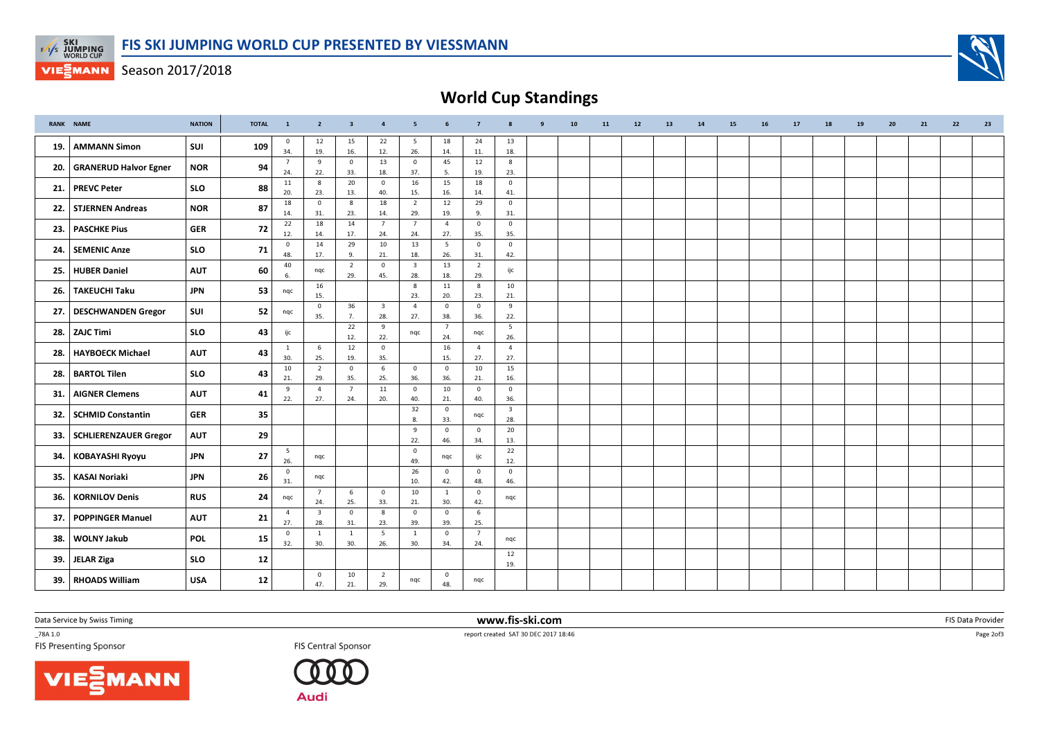# FIS SKI JUMPING WORLD CUP PRESENTED BY VIESSMANN

Season 2017/2018

## World Cup Standings

| RANK | NAME | NATION | TOTAL | 1 | 2 | 3 | 4 | 5 | 6 | 7 | 8 | 9 | 10 | 11 | 12 | 13 | 14 | 15 | 16 | 17 | 18 | 19 | 20 | 21 | 22 | 23 |
|---|---|---|---|---|---|---|---|---|---|---|---|---|---|---|---|---|---|---|---|---|---|---|---|---|---|---|
| 19. | AMMANN Simon | SUI | 109 | 0 34. | 12 19. | 15 16. | 22 12. | 5 26. | 18 14. | 24 11. | 13 18. | | | | | | | | | | | | | | | |
| 20. | GRANERUD Halvor Egner | NOR | 94 | 7 24. | 9 22. | 0 33. | 13 18. | 0 37. | 45 5. | 12 19. | 8 23. | | | | | | | | | | | | | | | |
| 21. | PREVC Peter | SLO | 88 | 11 20. | 8 23. | 20 13. | 0 40. | 16 15. | 15 16. | 18 14. | 0 41. | | | | | | | | | | | | | | | |
| 22. | STJERNEN Andreas | NOR | 87 | 18 14. | 0 31. | 8 23. | 18 14. | 2 29. | 12 19. | 29 9. | 0 31. | | | | | | | | | | | | | | | |
| 23. | PASCHKE Pius | GER | 72 | 22 12. | 18 14. | 14 17. | 7 24. | 7 24. | 4 27. | 0 35. | 0 35. | | | | | | | | | | | | | | | |
| 24. | SEMENIC Anze | SLO | 71 | 0 48. | 14 17. | 29 9. | 10 21. | 13 18. | 5 26. | 0 31. | 0 42. | | | | | | | | | | | | | | | |
| 25. | HUBER Daniel | AUT | 60 | 40 6. | nqc | 2 29. | 0 45. | 3 28. | 13 18. | 2 29. | ijc | | | | | | | | | | | | | | | |
| 26. | TAKEUCHI Taku | JPN | 53 | nqc | 16 15. | | | 8 23. | 11 20. | 8 23. | 10 21. | | | | | | | | | | | | | | | |
| 27. | DESCHWANDEN Gregor | SUI | 52 | nqc | 0 35. | 36 7. | 3 28. | 4 27. | 0 38. | 0 36. | 9 22. | | | | | | | | | | | | | | | |
| 28. | ZAJC Timi | SLO | 43 | ijc | | 22 12. | 9 22. | nqc | 7 24. | nqc | 5 26. | | | | | | | | | | | | | | | |
| 28. | HAYBOECK Michael | AUT | 43 | 1 30. | 6 25. | 12 19. | 0 35. | | 16 15. | 4 27. | 4 27. | | | | | | | | | | | | | | | |
| 28. | BARTOL Tilen | SLO | 43 | 10 21. | 2 29. | 0 35. | 6 25. | 0 36. | 0 36. | 10 21. | 15 16. | | | | | | | | | | | | | | | |
| 31. | AIGNER Clemens | AUT | 41 | 9 22. | 4 27. | 7 24. | 11 20. | 0 40. | 10 21. | 0 40. | 0 36. | | | | | | | | | | | | | | | |
| 32. | SCHMID Constantin | GER | 35 | | | | | 32 8. | 0 33. | nqc | 3 28. | | | | | | | | | | | | | | | |
| 33. | SCHLIERENZAUER Gregor | AUT | 29 | | | | | 9 22. | 0 46. | 0 34. | 20 13. | | | | | | | | | | | | | | | |
| 34. | KOBAYASHI Ryoyu | JPN | 27 | 5 26. | nqc | | | 0 49. | nqc | ijc | 22 12. | | | | | | | | | | | | | | | |
| 35. | KASAI Noriaki | JPN | 26 | 0 31. | nqc | | | 26 10. | 0 42. | 0 48. | 0 46. | | | | | | | | | | | | | | | |
| 36. | KORNILOV Denis | RUS | 24 | nqc | 7 24. | 6 25. | 0 33. | 10 21. | 1 30. | 0 42. | nqc | | | | | | | | | | | | | | | |
| 37. | POPPINGER Manuel | AUT | 21 | 4 27. | 3 28. | 0 31. | 8 23. | 0 39. | 0 39. | 6 25. | | | | | | | | | | | | | | | | |
| 38. | WOLNY Jakub | POL | 15 | 0 32. | 1 30. | 1 30. | 5 26. | 1 30. | 0 34. | 7 24. | nqc | | | | | | | | | | | | | | | |
| 39. | JELAR Ziga | SLO | 12 | | | | | | | | 12 19. | | | | | | | | | | | | | | | |
| 39. | RHOADS William | USA | 12 | | 0 47. | 10 21. | 2 29. | nqc | 0 48. | nqc | | | | | | | | | | | | | | | | |

Data Service by Swiss Timing

www.fis-ski.com

FIS Data Provider

_78A 1.0

report created SAT 30 DEC 2017 18:46

FIS Presenting Sponsor

FIS Central Sponsor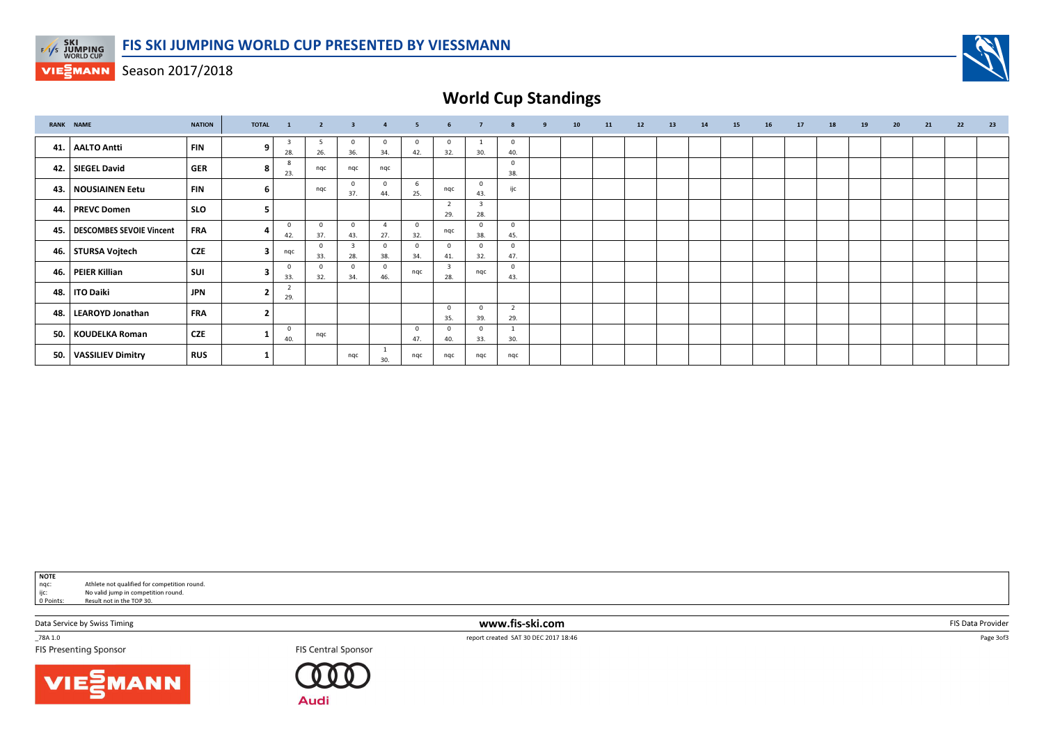# FIS SKI JUMPING WORLD CUP PRESENTED BY VIESSMANN

Season 2017/2018

## World Cup Standings

| RANK | NAME | NATION | TOTAL | 1 | 2 | 3 | 4 | 5 | 6 | 7 | 8 | 9 | 10 | 11 | 12 | 13 | 14 | 15 | 16 | 17 | 18 | 19 | 20 | 21 | 22 | 23 |
|---|---|---|---|---|---|---|---|---|---|---|---|---|---|---|---|---|---|---|---|---|---|---|---|---|---|---|
| 41. | AALTO Antti | FIN | 9 | 3 28. | 5 26. | 0 36. | 0 34. | 0 42. | 0 32. | 1 30. | 0 40. | | | | | | | | | | | | | | | |
| 42. | SIEGEL David | GER | 8 | 8 23. | nqc | nqc | nqc | | | | 0 38. | | | | | | | | | | | | | | | |
| 43. | NOUSIAINEN Eetu | FIN | 6 | | nqc | 0 37. | 0 44. | 6 25. | nqc | 0 43. | ijc | | | | | | | | | | | | | | | |
| 44. | PREVC Domen | SLO | 5 | | | | | | 2 29. | 3 28. | | | | | | | | | | | | | | | | |
| 45. | DESCOMBES SEVOIE Vincent | FRA | 4 | 0 42. | 0 37. | 0 43. | 4 27. | 0 32. | nqc | 0 38. | 0 45. | | | | | | | | | | | | | | | |
| 46. | STURSA Vojtech | CZE | 3 | nqc | 0 33. | 3 28. | 0 38. | 0 34. | 0 41. | 0 32. | 0 47. | | | | | | | | | | | | | | | |
| 46. | PEIER Killian | SUI | 3 | 0 33. | 0 32. | 0 34. | 0 46. | nqc | 3 28. | nqc | 0 43. | | | | | | | | | | | | | | | |
| 48. | ITO Daiki | JPN | 2 | 2 29. | | | | | | | | | | | | | | | | | | | | | | |
| 48. | LEAROYD Jonathan | FRA | 2 | | | | | | 0 35. | 0 39. | 2 29. | | | | | | | | | | | | | | | |
| 50. | KOUDELKA Roman | CZE | 1 | 0 40. | nqc | | | 0 47. | 0 40. | 0 33. | 1 30. | | | | | | | | | | | | | | | |
| 50. | VASSILIEV Dimitry | RUS | 1 | | | nqc | 1 30. | nqc | nqc | nqc | nqc | | | | | | | | | | | | | | | |

**NOTE**

nqc: Athlete not qualified for competition round.
ijc: No valid jump in competition round.
0 Points: Result not in the TOP 30.

Data Service by Swiss Timing

www.fis-ski.com

FIS Data Provider

_78A 1.0

report created SAT 30 DEC 2017 18:46

FIS Presenting Sponsor

FIS Central Sponsor